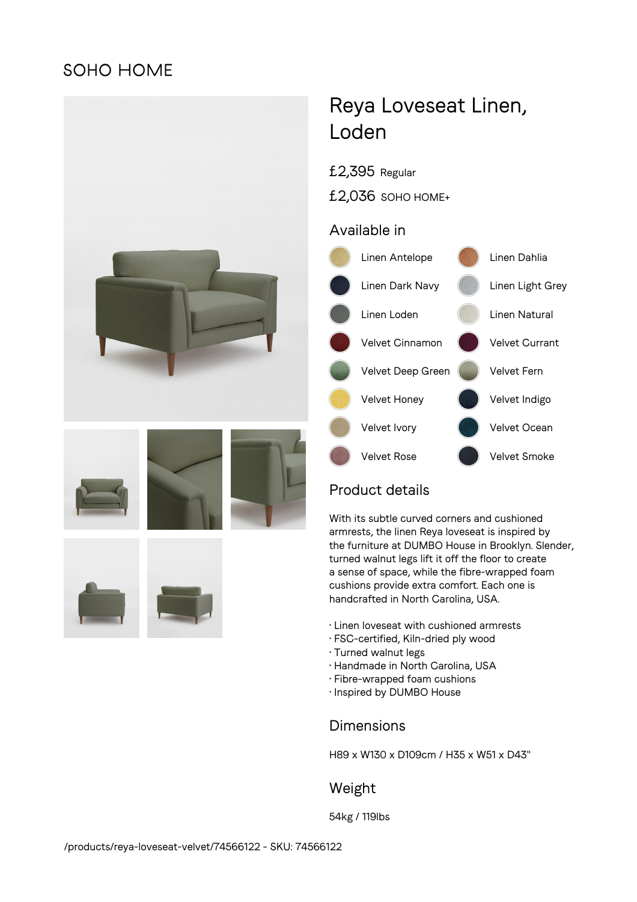SOHO HOME

# Reya Loveseat Linen, Loden

£2,395 Regular

£2,036 SOHO HOME+

## Available in

- Linen Antelope
- Linen Dahlia
- Linen Dark Navy
- Linen Light Grey
- Linen Loden
- Linen Natural
- Velvet Cinnamon
- Velvet Currant
- Velvet Deep Green
- Velvet Fern
- Velvet Honey
- Velvet Indigo
- Velvet Ivory
- Velvet Ocean
- Velvet Rose
- Velvet Smoke

## Product details

With its subtle curved corners and cushioned armrests, the linen Reya loveseat is inspired by the furniture at DUMBO House in Brooklyn. Slender, turned walnut legs lift it off the floor to create a sense of space, while the fibre-wrapped foam cushions provide extra comfort. Each one is handcrafted in North Carolina, USA.

· Linen loveseat with cushioned armrests
· FSC-certified, Kiln-dried ply wood
· Turned walnut legs
· Handmade in North Carolina, USA
· Fibre-wrapped foam cushions
· Inspired by DUMBO House

## Dimensions

H89 x W130 x D109cm / H35 x W51 x D43"

## Weight

54kg / 119lbs

/products/reya-loveseat-velvet/74566122 - SKU: 74566122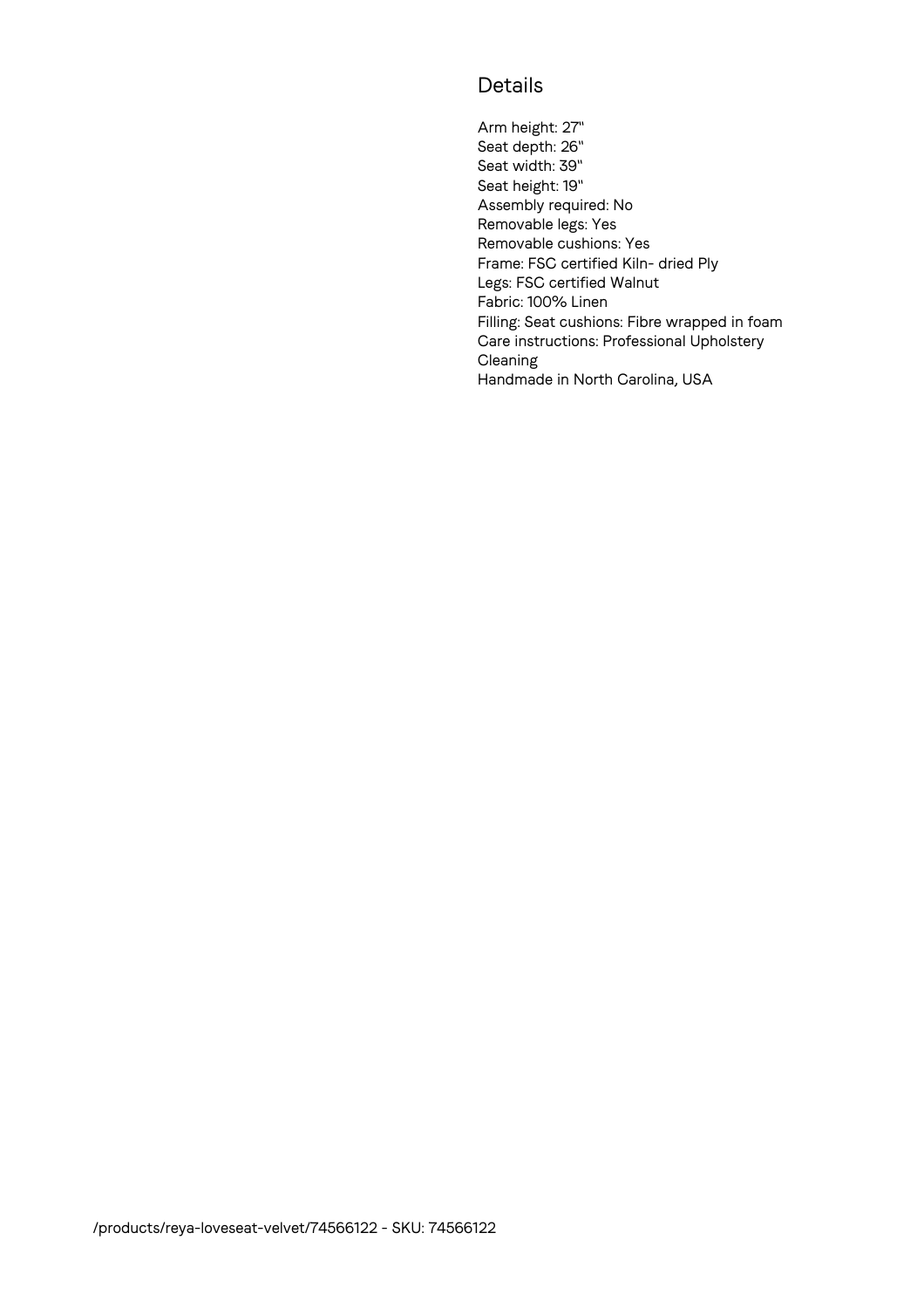## Details

Arm height: 27"
Seat depth: 26"
Seat width: 39"
Seat height: 19"
Assembly required: No
Removable legs: Yes
Removable cushions: Yes
Frame: FSC certified Kiln- dried Ply
Legs: FSC certified Walnut
Fabric: 100% Linen
Filling: Seat cushions: Fibre wrapped in foam
Care instructions: Professional Upholstery Cleaning
Handmade in North Carolina, USA

/products/reya-loveseat-velvet/74566122 - SKU: 74566122